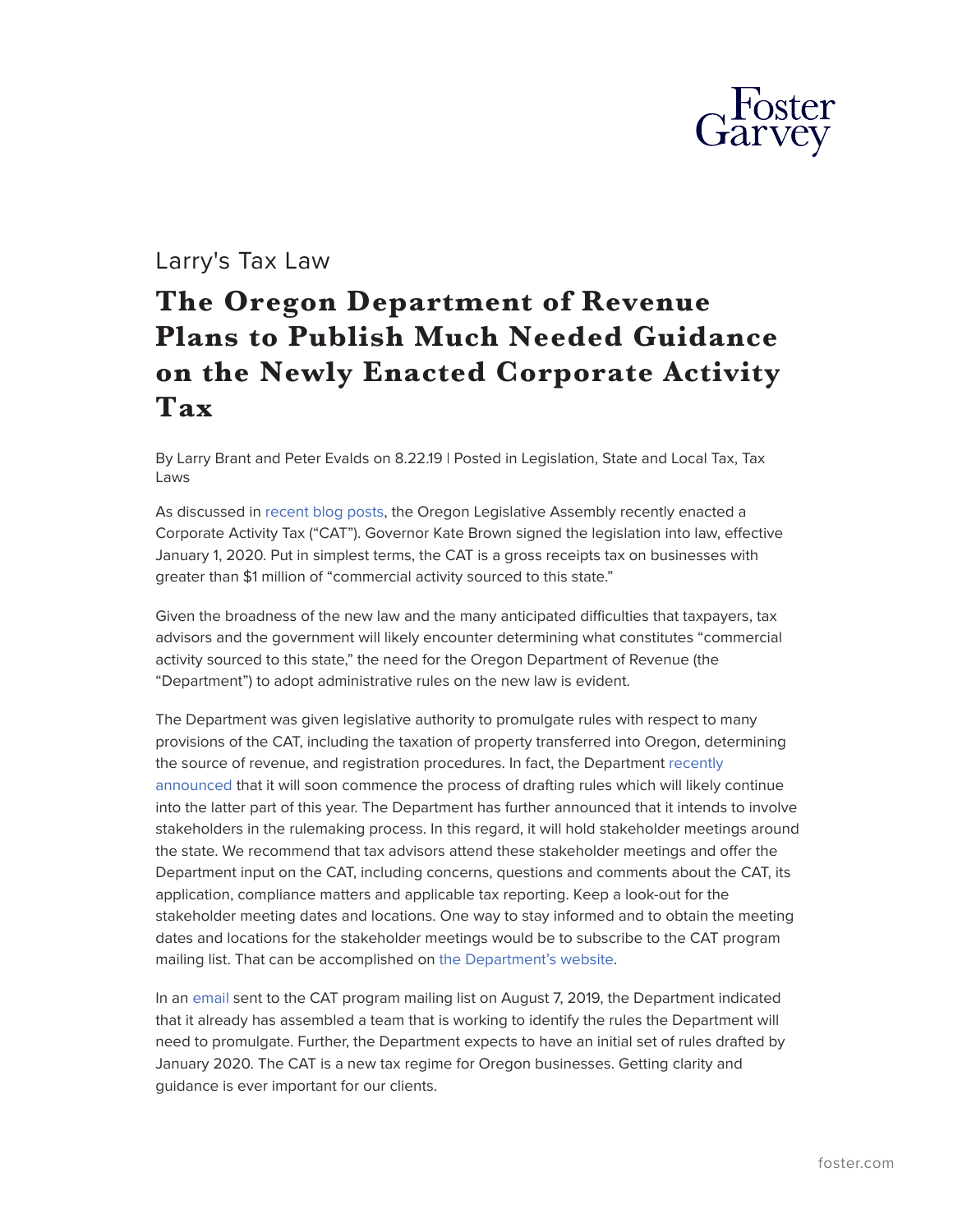Larry's Tax Law

# The Oregon Department of Revenue Plans to Publish Much Needed Guidance on the Newly Enacted Corporate Activity Tax

By Larry Brant and Peter Evalds on 8.22.19 | Posted in Legislation, State and Local Tax, Tax Laws

As discussed in recent blog posts, the Oregon Legislative Assembly recently enacted a Corporate Activity Tax ("CAT"). Governor Kate Brown signed the legislation into law, effective January 1, 2020. Put in simplest terms, the CAT is a gross receipts tax on businesses with greater than $1 million of "commercial activity sourced to this state."

Given the broadness of the new law and the many anticipated difficulties that taxpayers, tax advisors and the government will likely encounter determining what constitutes "commercial activity sourced to this state," the need for the Oregon Department of Revenue (the "Department") to adopt administrative rules on the new law is evident.

The Department was given legislative authority to promulgate rules with respect to many provisions of the CAT, including the taxation of property transferred into Oregon, determining the source of revenue, and registration procedures. In fact, the Department recently announced that it will soon commence the process of drafting rules which will likely continue into the latter part of this year. The Department has further announced that it intends to involve stakeholders in the rulemaking process. In this regard, it will hold stakeholder meetings around the state. We recommend that tax advisors attend these stakeholder meetings and offer the Department input on the CAT, including concerns, questions and comments about the CAT, its application, compliance matters and applicable tax reporting. Keep a look-out for the stakeholder meeting dates and locations. One way to stay informed and to obtain the meeting dates and locations for the stakeholder meetings would be to subscribe to the CAT program mailing list. That can be accomplished on the Department's website.

In an email sent to the CAT program mailing list on August 7, 2019, the Department indicated that it already has assembled a team that is working to identify the rules the Department will need to promulgate. Further, the Department expects to have an initial set of rules drafted by January 2020. The CAT is a new tax regime for Oregon businesses. Getting clarity and guidance is ever important for our clients.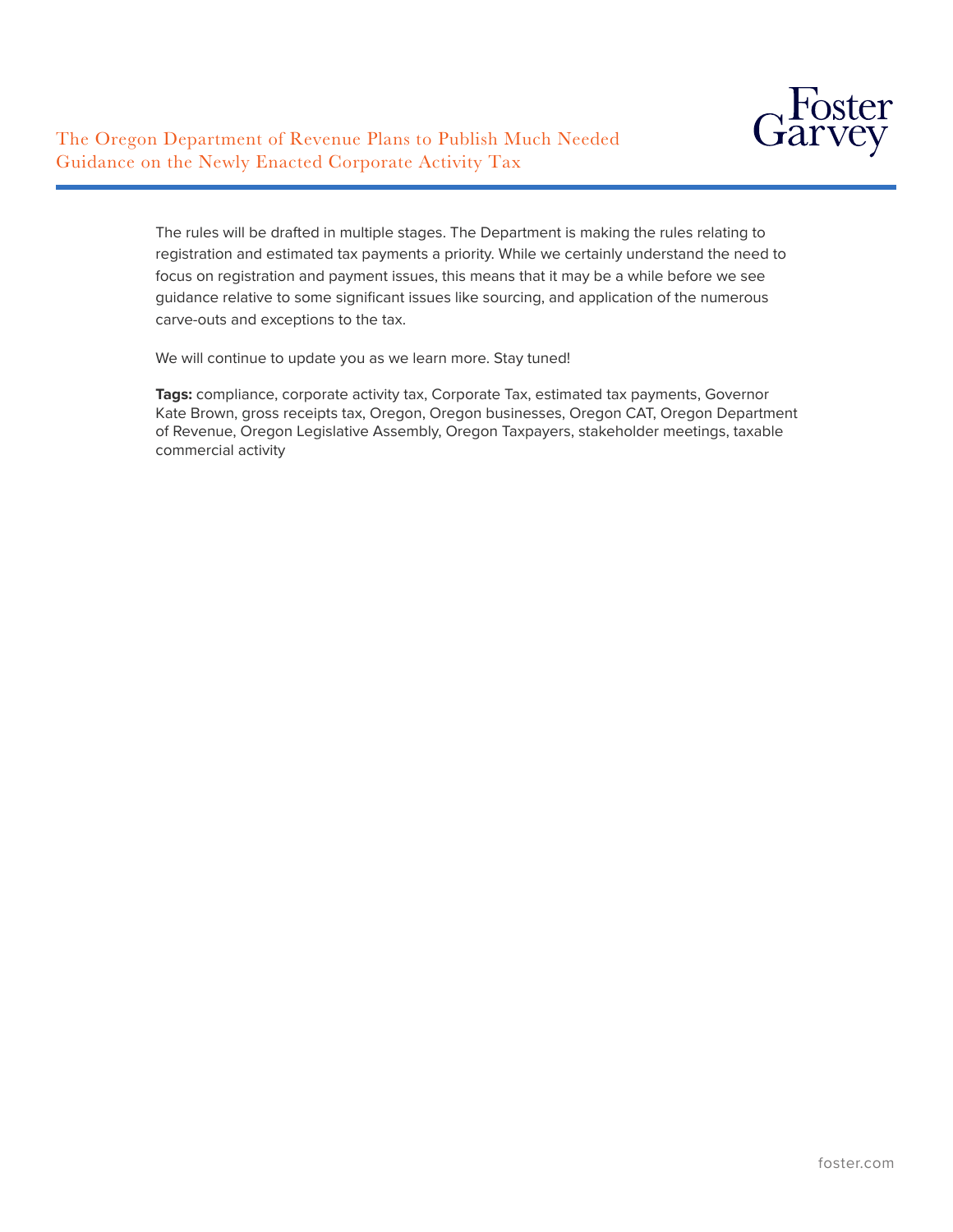The rules will be drafted in multiple stages. The Department is making the rules relating to registration and estimated tax payments a priority. While we certainly understand the need to focus on registration and payment issues, this means that it may be a while before we see guidance relative to some significant issues like sourcing, and application of the numerous carve-outs and exceptions to the tax.

We will continue to update you as we learn more. Stay tuned!

**Tags:** compliance, corporate activity tax, Corporate Tax, estimated tax payments, Governor Kate Brown, gross receipts tax, Oregon, Oregon businesses, Oregon CAT, Oregon Department of Revenue, Oregon Legislative Assembly, Oregon Taxpayers, stakeholder meetings, taxable commercial activity